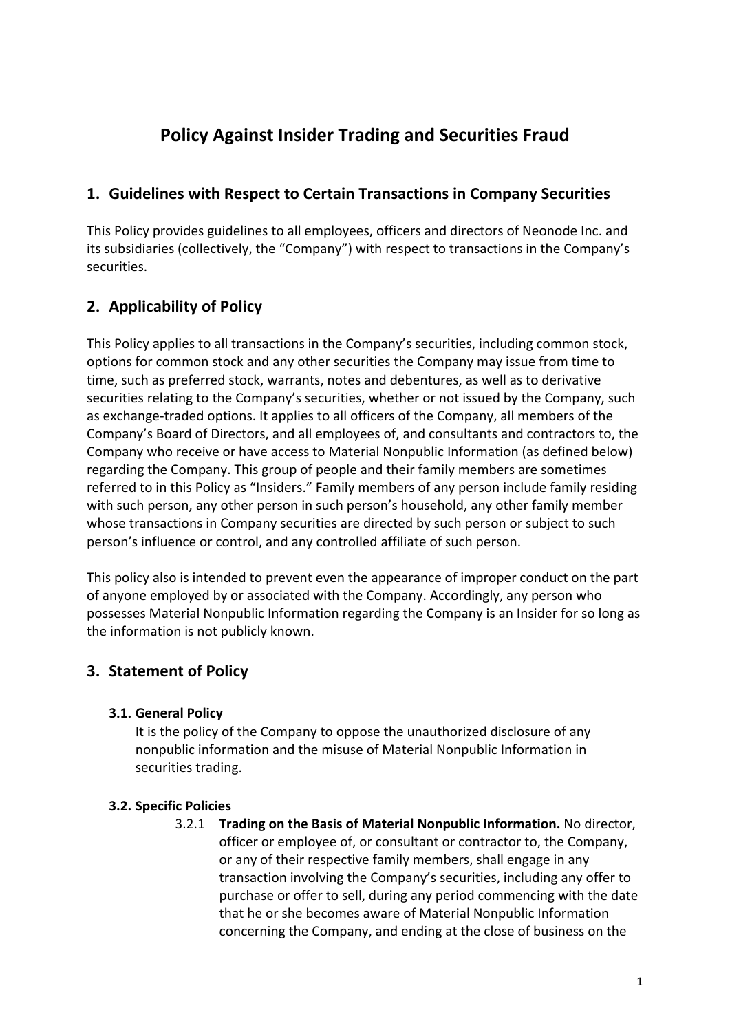# Policy Against Insider Trading and Securities Fraud

## 1. Guidelines with Respect to Certain Transactions in Company Securities

This Policy provides guidelines to all employees, officers and directors of Neonode Inc. and its subsidiaries (collectively, the "Company") with respect to transactions in the Company's securities.

## 2. Applicability of Policy

This Policy applies to all transactions in the Company's securities, including common stock, options for common stock and any other securities the Company may issue from time to time, such as preferred stock, warrants, notes and debentures, as well as to derivative securities relating to the Company's securities, whether or not issued by the Company, such as exchange-traded options. It applies to all officers of the Company, all members of the Company's Board of Directors, and all employees of, and consultants and contractors to, the Company who receive or have access to Material Nonpublic Information (as defined below) regarding the Company. This group of people and their family members are sometimes referred to in this Policy as "Insiders." Family members of any person include family residing with such person, any other person in such person's household, any other family member whose transactions in Company securities are directed by such person or subject to such person's influence or control, and any controlled affiliate of such person.

This policy also is intended to prevent even the appearance of improper conduct on the part of anyone employed by or associated with the Company. Accordingly, any person who possesses Material Nonpublic Information regarding the Company is an Insider for so long as the information is not publicly known.

## 3. Statement of Policy

### 3.1. General Policy

It is the policy of the Company to oppose the unauthorized disclosure of any nonpublic information and the misuse of Material Nonpublic Information in securities trading.

### 3.2. Specific Policies

3.2.1 **Trading on the Basis of Material Nonpublic Information.** No director, officer or employee of, or consultant or contractor to, the Company, or any of their respective family members, shall engage in any transaction involving the Company's securities, including any offer to purchase or offer to sell, during any period commencing with the date that he or she becomes aware of Material Nonpublic Information concerning the Company, and ending at the close of business on the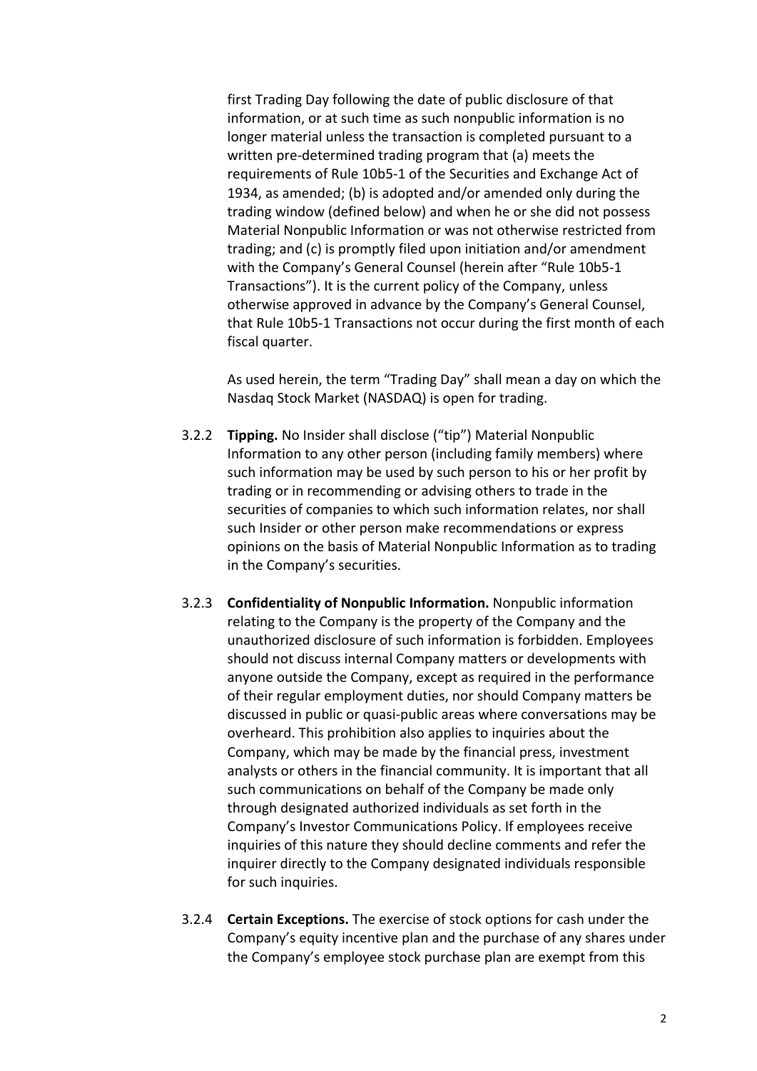first Trading Day following the date of public disclosure of that information, or at such time as such nonpublic information is no longer material unless the transaction is completed pursuant to a written pre-determined trading program that (a) meets the requirements of Rule 10b5-1 of the Securities and Exchange Act of 1934, as amended; (b) is adopted and/or amended only during the trading window (defined below) and when he or she did not possess Material Nonpublic Information or was not otherwise restricted from trading; and (c) is promptly filed upon initiation and/or amendment with the Company's General Counsel (herein after "Rule 10b5-1 Transactions"). It is the current policy of the Company, unless otherwise approved in advance by the Company's General Counsel, that Rule 10b5-1 Transactions not occur during the first month of each fiscal quarter.

As used herein, the term "Trading Day" shall mean a day on which the Nasdaq Stock Market (NASDAQ) is open for trading.

3.2.2 **Tipping.** No Insider shall disclose ("tip") Material Nonpublic Information to any other person (including family members) where such information may be used by such person to his or her profit by trading or in recommending or advising others to trade in the securities of companies to which such information relates, nor shall such Insider or other person make recommendations or express opinions on the basis of Material Nonpublic Information as to trading in the Company's securities.

3.2.3 **Confidentiality of Nonpublic Information.** Nonpublic information relating to the Company is the property of the Company and the unauthorized disclosure of such information is forbidden. Employees should not discuss internal Company matters or developments with anyone outside the Company, except as required in the performance of their regular employment duties, nor should Company matters be discussed in public or quasi-public areas where conversations may be overheard. This prohibition also applies to inquiries about the Company, which may be made by the financial press, investment analysts or others in the financial community. It is important that all such communications on behalf of the Company be made only through designated authorized individuals as set forth in the Company's Investor Communications Policy. If employees receive inquiries of this nature they should decline comments and refer the inquirer directly to the Company designated individuals responsible for such inquiries.

3.2.4 **Certain Exceptions.** The exercise of stock options for cash under the Company's equity incentive plan and the purchase of any shares under the Company's employee stock purchase plan are exempt from this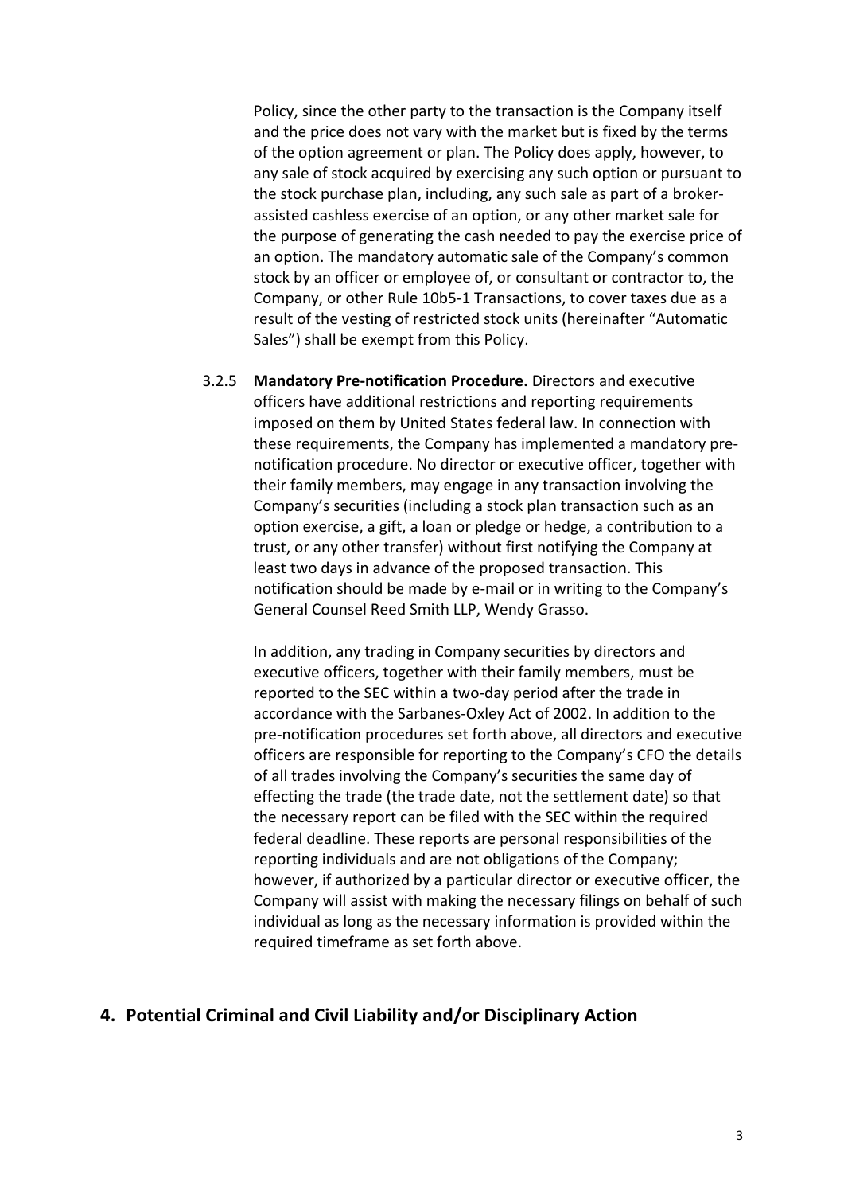Policy, since the other party to the transaction is the Company itself and the price does not vary with the market but is fixed by the terms of the option agreement or plan. The Policy does apply, however, to any sale of stock acquired by exercising any such option or pursuant to the stock purchase plan, including, any such sale as part of a broker-assisted cashless exercise of an option, or any other market sale for the purpose of generating the cash needed to pay the exercise price of an option. The mandatory automatic sale of the Company's common stock by an officer or employee of, or consultant or contractor to, the Company, or other Rule 10b5-1 Transactions, to cover taxes due as a result of the vesting of restricted stock units (hereinafter "Automatic Sales") shall be exempt from this Policy.

3.2.5 **Mandatory Pre-notification Procedure.** Directors and executive officers have additional restrictions and reporting requirements imposed on them by United States federal law. In connection with these requirements, the Company has implemented a mandatory pre-notification procedure. No director or executive officer, together with their family members, may engage in any transaction involving the Company's securities (including a stock plan transaction such as an option exercise, a gift, a loan or pledge or hedge, a contribution to a trust, or any other transfer) without first notifying the Company at least two days in advance of the proposed transaction. This notification should be made by e-mail or in writing to the Company's General Counsel Reed Smith LLP, Wendy Grasso.

In addition, any trading in Company securities by directors and executive officers, together with their family members, must be reported to the SEC within a two-day period after the trade in accordance with the Sarbanes-Oxley Act of 2002. In addition to the pre-notification procedures set forth above, all directors and executive officers are responsible for reporting to the Company's CFO the details of all trades involving the Company's securities the same day of effecting the trade (the trade date, not the settlement date) so that the necessary report can be filed with the SEC within the required federal deadline. These reports are personal responsibilities of the reporting individuals and are not obligations of the Company; however, if authorized by a particular director or executive officer, the Company will assist with making the necessary filings on behalf of such individual as long as the necessary information is provided within the required timeframe as set forth above.

## 4. Potential Criminal and Civil Liability and/or Disciplinary Action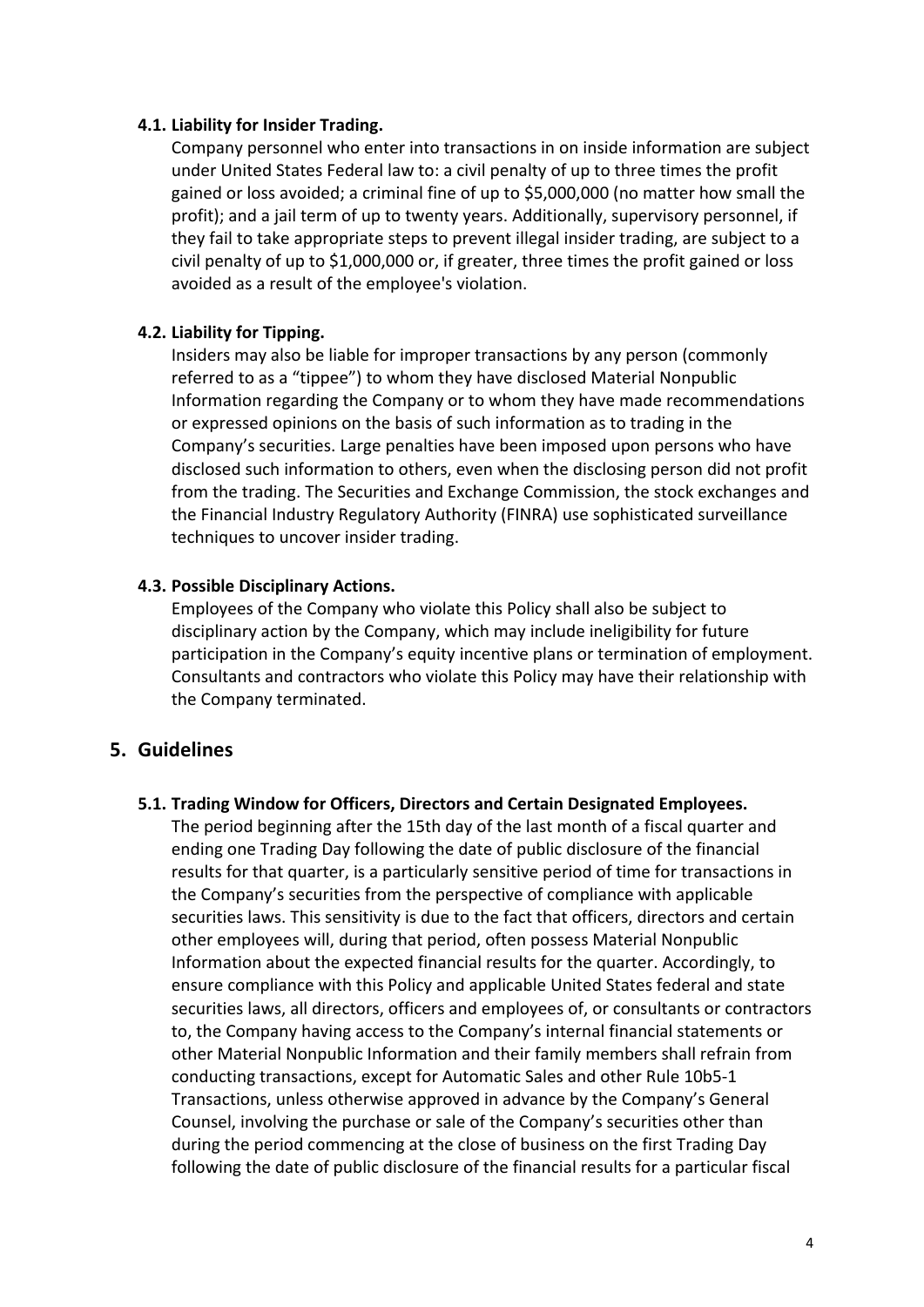### 4.1. Liability for Insider Trading.

Company personnel who enter into transactions in on inside information are subject under United States Federal law to: a civil penalty of up to three times the profit gained or loss avoided; a criminal fine of up to $5,000,000 (no matter how small the profit); and a jail term of up to twenty years. Additionally, supervisory personnel, if they fail to take appropriate steps to prevent illegal insider trading, are subject to a civil penalty of up to $1,000,000 or, if greater, three times the profit gained or loss avoided as a result of the employee's violation.

### 4.2. Liability for Tipping.

Insiders may also be liable for improper transactions by any person (commonly referred to as a "tippee") to whom they have disclosed Material Nonpublic Information regarding the Company or to whom they have made recommendations or expressed opinions on the basis of such information as to trading in the Company's securities. Large penalties have been imposed upon persons who have disclosed such information to others, even when the disclosing person did not profit from the trading. The Securities and Exchange Commission, the stock exchanges and the Financial Industry Regulatory Authority (FINRA) use sophisticated surveillance techniques to uncover insider trading.

### 4.3. Possible Disciplinary Actions.

Employees of the Company who violate this Policy shall also be subject to disciplinary action by the Company, which may include ineligibility for future participation in the Company's equity incentive plans or termination of employment. Consultants and contractors who violate this Policy may have their relationship with the Company terminated.

## 5. Guidelines

### 5.1. Trading Window for Officers, Directors and Certain Designated Employees.

The period beginning after the 15th day of the last month of a fiscal quarter and ending one Trading Day following the date of public disclosure of the financial results for that quarter, is a particularly sensitive period of time for transactions in the Company's securities from the perspective of compliance with applicable securities laws. This sensitivity is due to the fact that officers, directors and certain other employees will, during that period, often possess Material Nonpublic Information about the expected financial results for the quarter. Accordingly, to ensure compliance with this Policy and applicable United States federal and state securities laws, all directors, officers and employees of, or consultants or contractors to, the Company having access to the Company's internal financial statements or other Material Nonpublic Information and their family members shall refrain from conducting transactions, except for Automatic Sales and other Rule 10b5-1 Transactions, unless otherwise approved in advance by the Company's General Counsel, involving the purchase or sale of the Company's securities other than during the period commencing at the close of business on the first Trading Day following the date of public disclosure of the financial results for a particular fiscal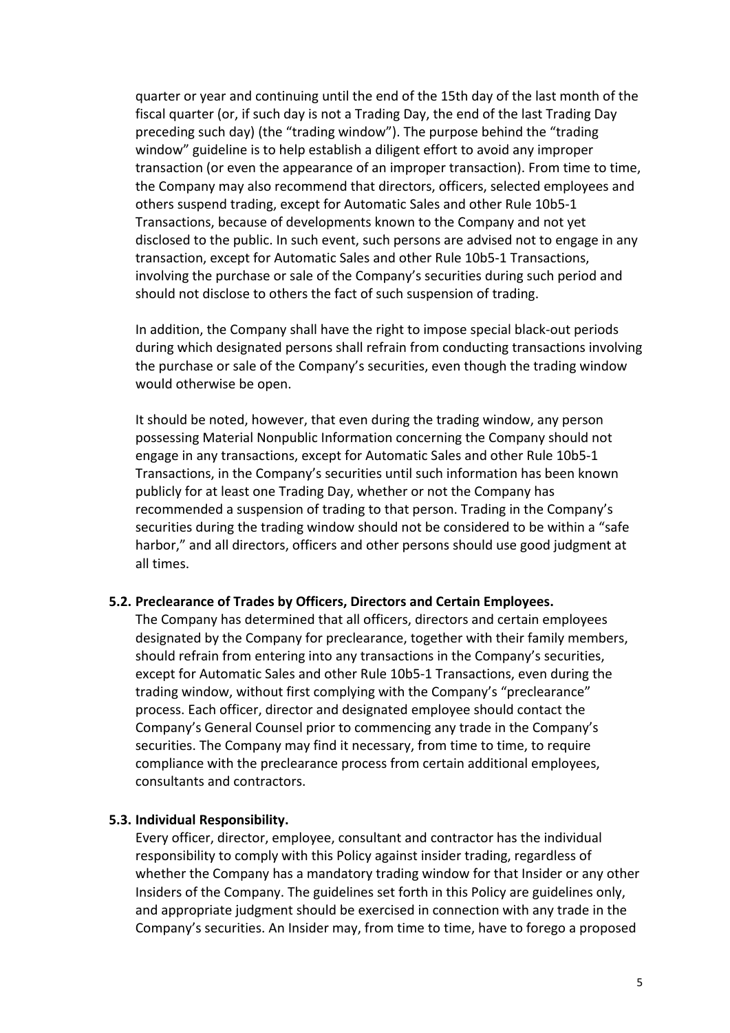quarter or year and continuing until the end of the 15th day of the last month of the fiscal quarter (or, if such day is not a Trading Day, the end of the last Trading Day preceding such day) (the "trading window"). The purpose behind the "trading window" guideline is to help establish a diligent effort to avoid any improper transaction (or even the appearance of an improper transaction). From time to time, the Company may also recommend that directors, officers, selected employees and others suspend trading, except for Automatic Sales and other Rule 10b5-1 Transactions, because of developments known to the Company and not yet disclosed to the public. In such event, such persons are advised not to engage in any transaction, except for Automatic Sales and other Rule 10b5-1 Transactions, involving the purchase or sale of the Company's securities during such period and should not disclose to others the fact of such suspension of trading.

In addition, the Company shall have the right to impose special black-out periods during which designated persons shall refrain from conducting transactions involving the purchase or sale of the Company's securities, even though the trading window would otherwise be open.

It should be noted, however, that even during the trading window, any person possessing Material Nonpublic Information concerning the Company should not engage in any transactions, except for Automatic Sales and other Rule 10b5-1 Transactions, in the Company's securities until such information has been known publicly for at least one Trading Day, whether or not the Company has recommended a suspension of trading to that person. Trading in the Company's securities during the trading window should not be considered to be within a "safe harbor," and all directors, officers and other persons should use good judgment at all times.

**5.2. Preclearance of Trades by Officers, Directors and Certain Employees.**

The Company has determined that all officers, directors and certain employees designated by the Company for preclearance, together with their family members, should refrain from entering into any transactions in the Company's securities, except for Automatic Sales and other Rule 10b5-1 Transactions, even during the trading window, without first complying with the Company's "preclearance" process. Each officer, director and designated employee should contact the Company's General Counsel prior to commencing any trade in the Company's securities. The Company may find it necessary, from time to time, to require compliance with the preclearance process from certain additional employees, consultants and contractors.

**5.3. Individual Responsibility.**

Every officer, director, employee, consultant and contractor has the individual responsibility to comply with this Policy against insider trading, regardless of whether the Company has a mandatory trading window for that Insider or any other Insiders of the Company. The guidelines set forth in this Policy are guidelines only, and appropriate judgment should be exercised in connection with any trade in the Company's securities. An Insider may, from time to time, have to forego a proposed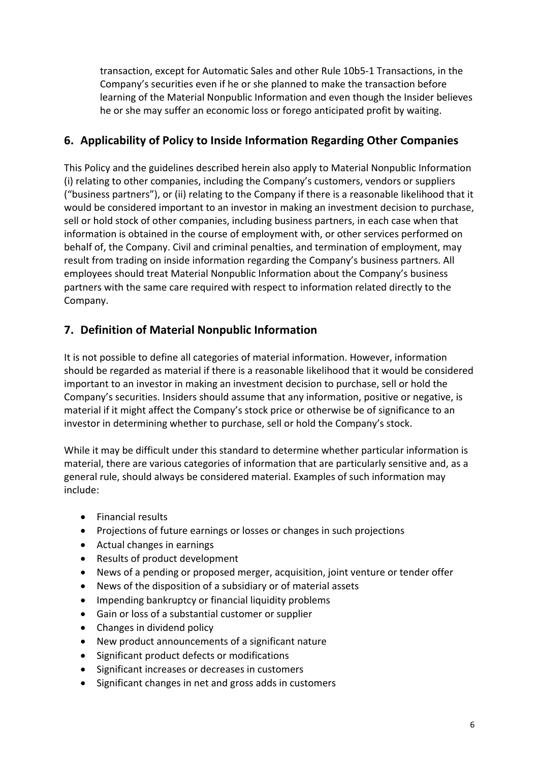transaction, except for Automatic Sales and other Rule 10b5-1 Transactions, in the Company's securities even if he or she planned to make the transaction before learning of the Material Nonpublic Information and even though the Insider believes he or she may suffer an economic loss or forego anticipated profit by waiting.

## 6. Applicability of Policy to Inside Information Regarding Other Companies

This Policy and the guidelines described herein also apply to Material Nonpublic Information (i) relating to other companies, including the Company's customers, vendors or suppliers ("business partners"), or (ii) relating to the Company if there is a reasonable likelihood that it would be considered important to an investor in making an investment decision to purchase, sell or hold stock of other companies, including business partners, in each case when that information is obtained in the course of employment with, or other services performed on behalf of, the Company. Civil and criminal penalties, and termination of employment, may result from trading on inside information regarding the Company's business partners. All employees should treat Material Nonpublic Information about the Company's business partners with the same care required with respect to information related directly to the Company.

## 7. Definition of Material Nonpublic Information

It is not possible to define all categories of material information. However, information should be regarded as material if there is a reasonable likelihood that it would be considered important to an investor in making an investment decision to purchase, sell or hold the Company's securities. Insiders should assume that any information, positive or negative, is material if it might affect the Company's stock price or otherwise be of significance to an investor in determining whether to purchase, sell or hold the Company's stock.

While it may be difficult under this standard to determine whether particular information is material, there are various categories of information that are particularly sensitive and, as a general rule, should always be considered material. Examples of such information may include:

- Financial results
- Projections of future earnings or losses or changes in such projections
- Actual changes in earnings
- Results of product development
- News of a pending or proposed merger, acquisition, joint venture or tender offer
- News of the disposition of a subsidiary or of material assets
- Impending bankruptcy or financial liquidity problems
- Gain or loss of a substantial customer or supplier
- Changes in dividend policy
- New product announcements of a significant nature
- Significant product defects or modifications
- Significant increases or decreases in customers
- Significant changes in net and gross adds in customers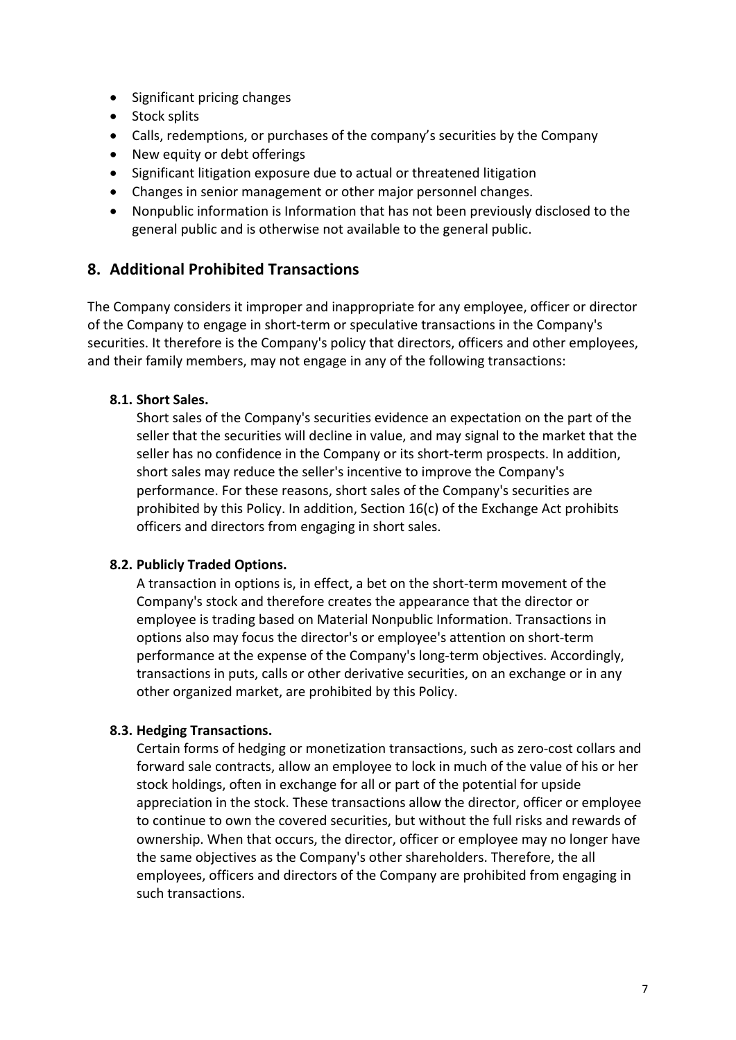- Significant pricing changes
- Stock splits
- Calls, redemptions, or purchases of the company's securities by the Company
- New equity or debt offerings
- Significant litigation exposure due to actual or threatened litigation
- Changes in senior management or other major personnel changes.
- Nonpublic information is Information that has not been previously disclosed to the general public and is otherwise not available to the general public.

## 8. Additional Prohibited Transactions

The Company considers it improper and inappropriate for any employee, officer or director of the Company to engage in short-term or speculative transactions in the Company's securities. It therefore is the Company's policy that directors, officers and other employees, and their family members, may not engage in any of the following transactions:

### 8.1. Short Sales.

Short sales of the Company's securities evidence an expectation on the part of the seller that the securities will decline in value, and may signal to the market that the seller has no confidence in the Company or its short-term prospects. In addition, short sales may reduce the seller's incentive to improve the Company's performance. For these reasons, short sales of the Company's securities are prohibited by this Policy. In addition, Section 16(c) of the Exchange Act prohibits officers and directors from engaging in short sales.

### 8.2. Publicly Traded Options.

A transaction in options is, in effect, a bet on the short-term movement of the Company's stock and therefore creates the appearance that the director or employee is trading based on Material Nonpublic Information. Transactions in options also may focus the director's or employee's attention on short-term performance at the expense of the Company's long-term objectives. Accordingly, transactions in puts, calls or other derivative securities, on an exchange or in any other organized market, are prohibited by this Policy.

### 8.3. Hedging Transactions.

Certain forms of hedging or monetization transactions, such as zero-cost collars and forward sale contracts, allow an employee to lock in much of the value of his or her stock holdings, often in exchange for all or part of the potential for upside appreciation in the stock. These transactions allow the director, officer or employee to continue to own the covered securities, but without the full risks and rewards of ownership. When that occurs, the director, officer or employee may no longer have the same objectives as the Company's other shareholders. Therefore, the all employees, officers and directors of the Company are prohibited from engaging in such transactions.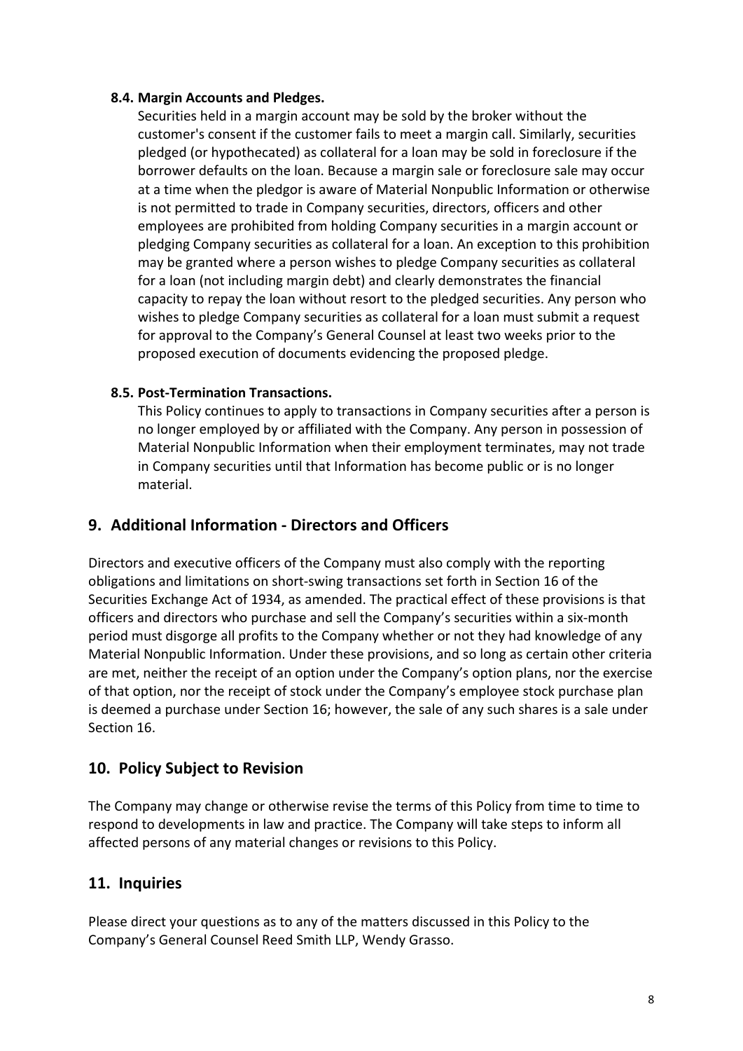### 8.4. Margin Accounts and Pledges.

Securities held in a margin account may be sold by the broker without the customer's consent if the customer fails to meet a margin call. Similarly, securities pledged (or hypothecated) as collateral for a loan may be sold in foreclosure if the borrower defaults on the loan. Because a margin sale or foreclosure sale may occur at a time when the pledgor is aware of Material Nonpublic Information or otherwise is not permitted to trade in Company securities, directors, officers and other employees are prohibited from holding Company securities in a margin account or pledging Company securities as collateral for a loan. An exception to this prohibition may be granted where a person wishes to pledge Company securities as collateral for a loan (not including margin debt) and clearly demonstrates the financial capacity to repay the loan without resort to the pledged securities. Any person who wishes to pledge Company securities as collateral for a loan must submit a request for approval to the Company's General Counsel at least two weeks prior to the proposed execution of documents evidencing the proposed pledge.

### 8.5. Post-Termination Transactions.

This Policy continues to apply to transactions in Company securities after a person is no longer employed by or affiliated with the Company. Any person in possession of Material Nonpublic Information when their employment terminates, may not trade in Company securities until that Information has become public or is no longer material.

## 9. Additional Information - Directors and Officers

Directors and executive officers of the Company must also comply with the reporting obligations and limitations on short-swing transactions set forth in Section 16 of the Securities Exchange Act of 1934, as amended. The practical effect of these provisions is that officers and directors who purchase and sell the Company's securities within a six-month period must disgorge all profits to the Company whether or not they had knowledge of any Material Nonpublic Information. Under these provisions, and so long as certain other criteria are met, neither the receipt of an option under the Company's option plans, nor the exercise of that option, nor the receipt of stock under the Company's employee stock purchase plan is deemed a purchase under Section 16; however, the sale of any such shares is a sale under Section 16.

## 10. Policy Subject to Revision

The Company may change or otherwise revise the terms of this Policy from time to time to respond to developments in law and practice. The Company will take steps to inform all affected persons of any material changes or revisions to this Policy.

## 11. Inquiries

Please direct your questions as to any of the matters discussed in this Policy to the Company's General Counsel Reed Smith LLP, Wendy Grasso.